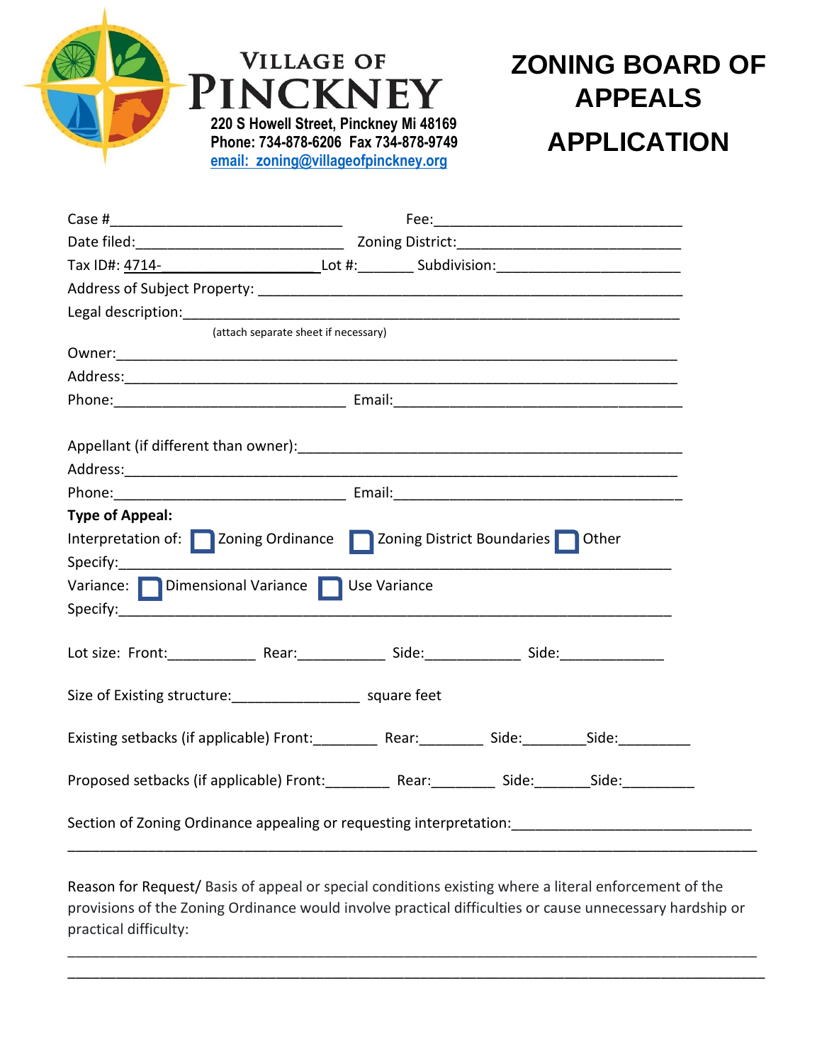# Village of Pinckney

220 S Howell Street, Pinckney Mi 48169
Phone: 734-878-6206 Fax 734-878-9749
email: zoning@villageofpinckney.org

# ZONING BOARD OF APPEALS APPLICATION

Case #_____________________________ Fee:_______________________________

Date filed:__________________________ Zoning District:__________________________

Tax ID#: 4714-___________________Lot #:_______ Subdivision:______________________

Address of Subject Property: _______________________________________________

Legal description:____________________________________________________________
(attach separate sheet if necessary)

Owner:______________________________________________________________________

Address:_____________________________________________________________________

Phone:_____________________________ Email:___________________________________

Appellant (if different than owner):___________________________________________

Address:_____________________________________________________________________

Phone:_____________________________ Email:___________________________________

**Type of Appeal:**

Interpretation of: ☐ Zoning Ordinance ☐ Zoning District Boundaries ☐ Other

Specify:_____________________________________________________________________

Variance: ☐ Dimensional Variance ☐ Use Variance

Specify:_____________________________________________________________________

Lot size: Front:___________ Rear:___________ Side:____________ Side:_____________

Size of Existing structure:________________ square feet

Existing setbacks (if applicable) Front:________ Rear:________ Side:________Side:_________

Proposed setbacks (if applicable) Front:________ Rear:________ Side:_______Side:_________

Section of Zoning Ordinance appealing or requesting interpretation:____________________________

__________________________________________________________________________________

Reason for Request/ Basis of appeal or special conditions existing where a literal enforcement of the provisions of the Zoning Ordinance would involve practical difficulties or cause unnecessary hardship or practical difficulty:

__________________________________________________________________________________

__________________________________________________________________________________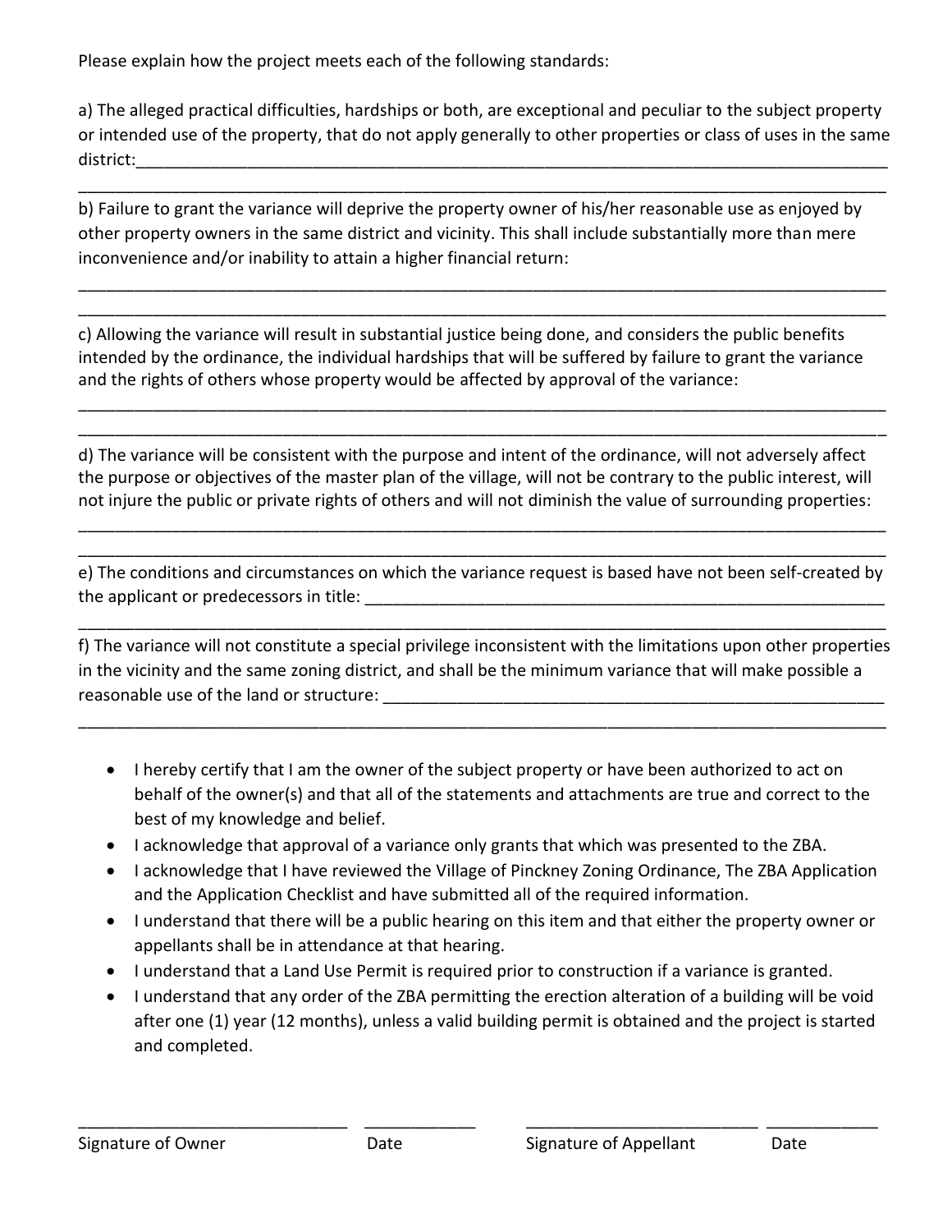Please explain how the project meets each of the following standards:

a) The alleged practical difficulties, hardships or both, are exceptional and peculiar to the subject property or intended use of the property, that do not apply generally to other properties or class of uses in the same district:\_\_\_\_\_\_\_\_\_\_\_\_\_\_\_\_\_\_\_\_\_\_\_\_\_\_\_\_\_\_\_\_\_\_\_\_\_\_\_\_\_\_\_\_\_\_\_\_\_\_\_\_\_\_\_\_\_\_\_\_\_\_\_\_\_\_\_\_\_\_\_\_\_\_\_\_\_\_

\_\_\_\_\_\_\_\_\_\_\_\_\_\_\_\_\_\_\_\_\_\_\_\_\_\_\_\_\_\_\_\_\_\_\_\_\_\_\_\_\_\_\_\_\_\_\_\_\_\_\_\_\_\_\_\_\_\_\_\_\_\_\_\_\_\_\_\_\_\_\_\_\_\_\_\_\_\_\_\_\_\_\_\_\_\_\_\_

b) Failure to grant the variance will deprive the property owner of his/her reasonable use as enjoyed by other property owners in the same district and vicinity. This shall include substantially more than mere inconvenience and/or inability to attain a higher financial return:

\_\_\_\_\_\_\_\_\_\_\_\_\_\_\_\_\_\_\_\_\_\_\_\_\_\_\_\_\_\_\_\_\_\_\_\_\_\_\_\_\_\_\_\_\_\_\_\_\_\_\_\_\_\_\_\_\_\_\_\_\_\_\_\_\_\_\_\_\_\_\_\_\_\_\_\_\_\_\_\_\_\_\_\_\_\_\_\_

\_\_\_\_\_\_\_\_\_\_\_\_\_\_\_\_\_\_\_\_\_\_\_\_\_\_\_\_\_\_\_\_\_\_\_\_\_\_\_\_\_\_\_\_\_\_\_\_\_\_\_\_\_\_\_\_\_\_\_\_\_\_\_\_\_\_\_\_\_\_\_\_\_\_\_\_\_\_\_\_\_\_\_\_\_\_\_\_

c) Allowing the variance will result in substantial justice being done, and considers the public benefits intended by the ordinance, the individual hardships that will be suffered by failure to grant the variance and the rights of others whose property would be affected by approval of the variance:

\_\_\_\_\_\_\_\_\_\_\_\_\_\_\_\_\_\_\_\_\_\_\_\_\_\_\_\_\_\_\_\_\_\_\_\_\_\_\_\_\_\_\_\_\_\_\_\_\_\_\_\_\_\_\_\_\_\_\_\_\_\_\_\_\_\_\_\_\_\_\_\_\_\_\_\_\_\_\_\_\_\_\_\_\_\_\_\_

\_\_\_\_\_\_\_\_\_\_\_\_\_\_\_\_\_\_\_\_\_\_\_\_\_\_\_\_\_\_\_\_\_\_\_\_\_\_\_\_\_\_\_\_\_\_\_\_\_\_\_\_\_\_\_\_\_\_\_\_\_\_\_\_\_\_\_\_\_\_\_\_\_\_\_\_\_\_\_\_\_\_\_\_\_\_\_\_

d) The variance will be consistent with the purpose and intent of the ordinance, will not adversely affect the purpose or objectives of the master plan of the village, will not be contrary to the public interest, will not injure the public or private rights of others and will not diminish the value of surrounding properties:

\_\_\_\_\_\_\_\_\_\_\_\_\_\_\_\_\_\_\_\_\_\_\_\_\_\_\_\_\_\_\_\_\_\_\_\_\_\_\_\_\_\_\_\_\_\_\_\_\_\_\_\_\_\_\_\_\_\_\_\_\_\_\_\_\_\_\_\_\_\_\_\_\_\_\_\_\_\_\_\_\_\_\_\_\_\_\_\_

\_\_\_\_\_\_\_\_\_\_\_\_\_\_\_\_\_\_\_\_\_\_\_\_\_\_\_\_\_\_\_\_\_\_\_\_\_\_\_\_\_\_\_\_\_\_\_\_\_\_\_\_\_\_\_\_\_\_\_\_\_\_\_\_\_\_\_\_\_\_\_\_\_\_\_\_\_\_\_\_\_\_\_\_\_\_\_\_

e) The conditions and circumstances on which the variance request is based have not been self-created by the applicant or predecessors in title: \_\_\_\_\_\_\_\_\_\_\_\_\_\_\_\_\_\_\_\_\_\_\_\_\_\_\_\_\_\_\_\_\_\_\_\_\_\_\_\_\_\_\_\_\_\_\_\_\_\_\_\_\_\_\_\_\_\_

\_\_\_\_\_\_\_\_\_\_\_\_\_\_\_\_\_\_\_\_\_\_\_\_\_\_\_\_\_\_\_\_\_\_\_\_\_\_\_\_\_\_\_\_\_\_\_\_\_\_\_\_\_\_\_\_\_\_\_\_\_\_\_\_\_\_\_\_\_\_\_\_\_\_\_\_\_\_\_\_\_\_\_\_\_\_\_\_

f) The variance will not constitute a special privilege inconsistent with the limitations upon other properties in the vicinity and the same zoning district, and shall be the minimum variance that will make possible a reasonable use of the land or structure: \_\_\_\_\_\_\_\_\_\_\_\_\_\_\_\_\_\_\_\_\_\_\_\_\_\_\_\_\_\_\_\_\_\_\_\_\_\_\_\_\_\_\_\_\_\_\_\_\_\_\_\_\_\_\_\_

\_\_\_\_\_\_\_\_\_\_\_\_\_\_\_\_\_\_\_\_\_\_\_\_\_\_\_\_\_\_\_\_\_\_\_\_\_\_\_\_\_\_\_\_\_\_\_\_\_\_\_\_\_\_\_\_\_\_\_\_\_\_\_\_\_\_\_\_\_\_\_\_\_\_\_\_\_\_\_\_\_\_\_\_\_\_\_\_

- I hereby certify that I am the owner of the subject property or have been authorized to act on behalf of the owner(s) and that all of the statements and attachments are true and correct to the best of my knowledge and belief.
- I acknowledge that approval of a variance only grants that which was presented to the ZBA.
- I acknowledge that I have reviewed the Village of Pinckney Zoning Ordinance, The ZBA Application and the Application Checklist and have submitted all of the required information.
- I understand that there will be a public hearing on this item and that either the property owner or appellants shall be in attendance at that hearing.
- I understand that a Land Use Permit is required prior to construction if a variance is granted.
- I understand that any order of the ZBA permitting the erection alteration of a building will be void after one (1) year (12 months), unless a valid building permit is obtained and the project is started and completed.

\_\_\_\_\_\_\_\_\_\_\_\_\_\_\_\_\_\_\_\_\_\_\_\_\_\_\_\_\_\_ \_\_\_\_\_\_\_\_\_\_\_\_ \_\_\_\_\_\_\_\_\_\_\_\_\_\_\_\_\_\_\_\_\_\_\_\_\_\_ \_\_\_\_\_\_\_\_\_\_\_\_

Signature of Owner Date Signature of Appellant Date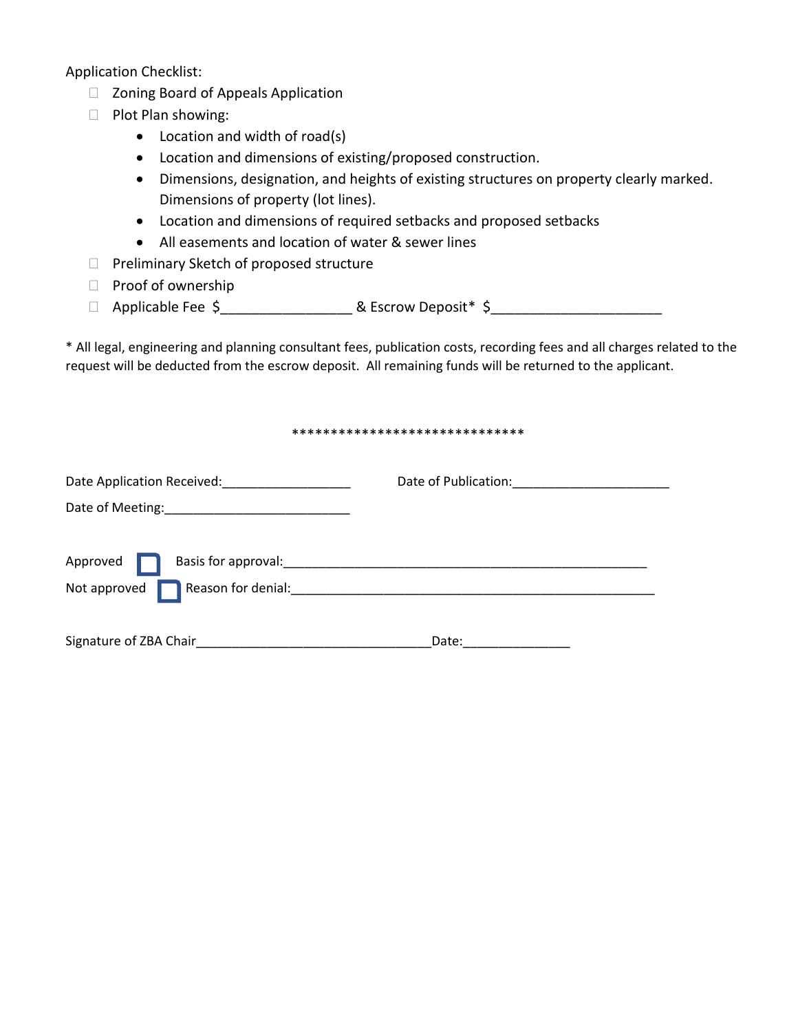Application Checklist:

- ☐ Zoning Board of Appeals Application
- ☐ Plot Plan showing:
  - Location and width of road(s)
  - Location and dimensions of existing/proposed construction.
  - Dimensions, designation, and heights of existing structures on property clearly marked. Dimensions of property (lot lines).
  - Location and dimensions of required setbacks and proposed setbacks
  - All easements and location of water & sewer lines
- ☐ Preliminary Sketch of proposed structure
- ☐ Proof of ownership
- ☐ Applicable Fee $_________________ & Escrow Deposit* $______________________

* All legal, engineering and planning consultant fees, publication costs, recording fees and all charges related to the request will be deducted from the escrow deposit. All remaining funds will be returned to the applicant.

******************************

Date Application Received:__________________ Date of Publication:______________________

Date of Meeting:__________________________

Approved ☐ Basis for approval:_____________________________________________________

Not approved ☐ Reason for denial:_____________________________________________________

Signature of ZBA Chair________________________________Date:_______________